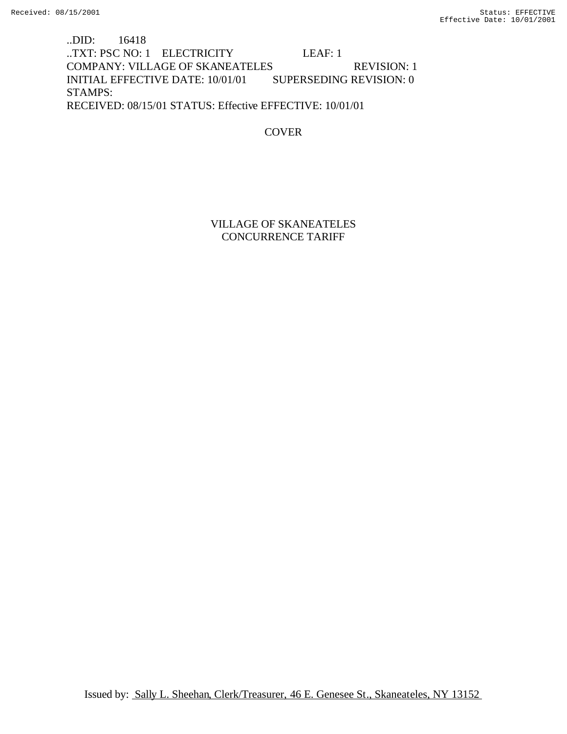..DID: 16418
..TXT: PSC NO: 1 ELECTRICITY LEAF: 1
COMPANY: VILLAGE OF SKANEATELES REVISION: 1
INITIAL EFFECTIVE DATE: 10/01/01 SUPERSEDING REVISION: 0
STAMPS:
RECEIVED: 08/15/01 STATUS: Effective EFFECTIVE: 10/01/01

COVER

# VILLAGE OF SKANEATELES
# CONCURRENCE TARIFF

Issued by: Sally L. Sheehan, Clerk/Treasurer, 46 E. Genesee St., Skaneateles, NY 13152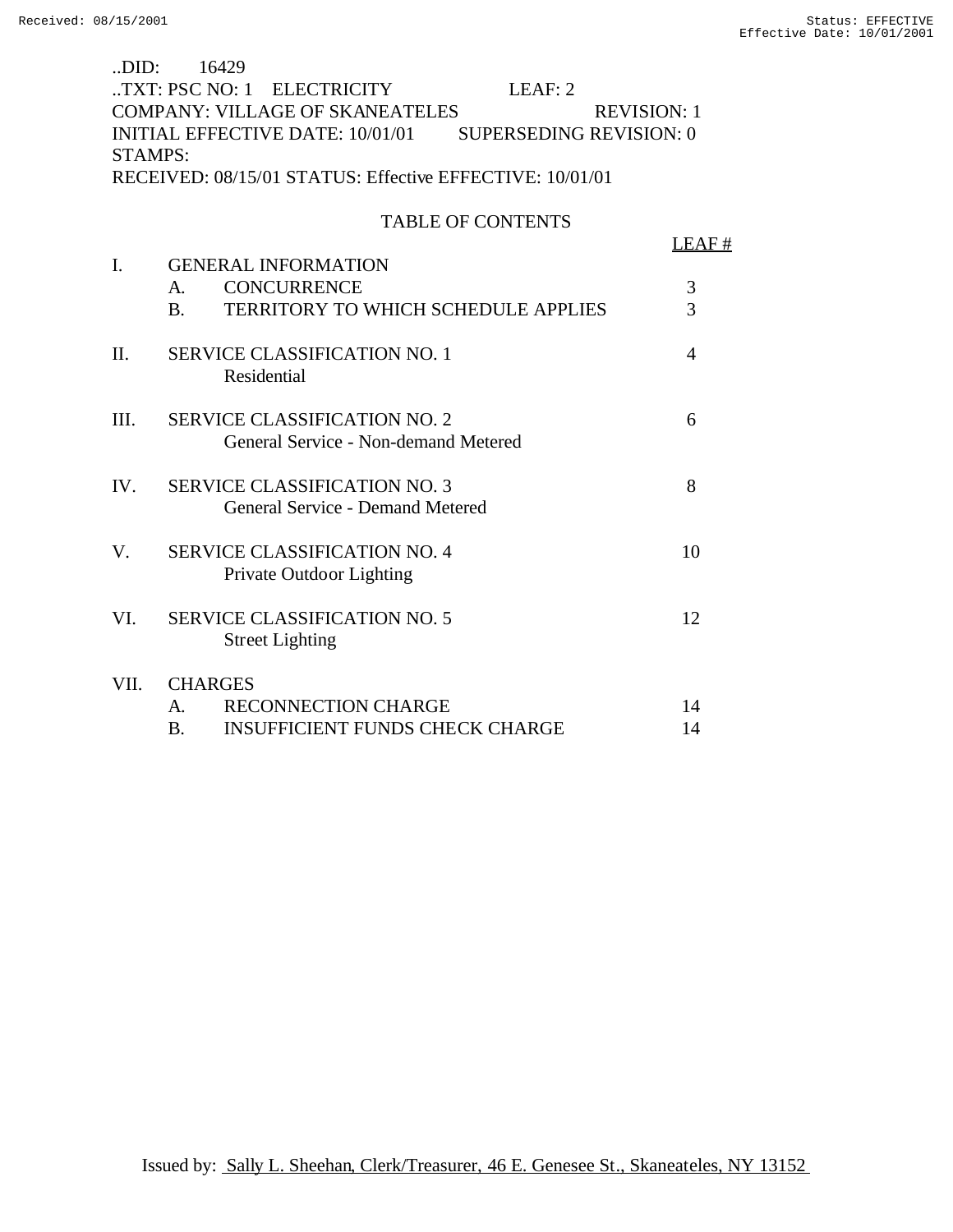..DID: 16429
..TXT: PSC NO: 1 ELECTRICITY LEAF: 2
COMPANY: VILLAGE OF SKANEATELES REVISION: 1
INITIAL EFFECTIVE DATE: 10/01/01 SUPERSEDING REVISION: 0
STAMPS:
RECEIVED: 08/15/01 STATUS: Effective EFFECTIVE: 10/01/01

## TABLE OF CONTENTS

| | | LEAF # |
|---|---|---|
| I. | GENERAL INFORMATION | |
| | A. CONCURRENCE | 3 |
| | B. TERRITORY TO WHICH SCHEDULE APPLIES | 3 |
| II. | SERVICE CLASSIFICATION NO. 1 Residential | 4 |
| III. | SERVICE CLASSIFICATION NO. 2 General Service - Non-demand Metered | 6 |
| IV. | SERVICE CLASSIFICATION NO. 3 General Service - Demand Metered | 8 |
| V. | SERVICE CLASSIFICATION NO. 4 Private Outdoor Lighting | 10 |
| VI. | SERVICE CLASSIFICATION NO. 5 Street Lighting | 12 |
| VII. | CHARGES | |
| | A. RECONNECTION CHARGE | 14 |
| | B. INSUFFICIENT FUNDS CHECK CHARGE | 14 |

Issued by: Sally L. Sheehan, Clerk/Treasurer, 46 E. Genesee St., Skaneateles, NY 13152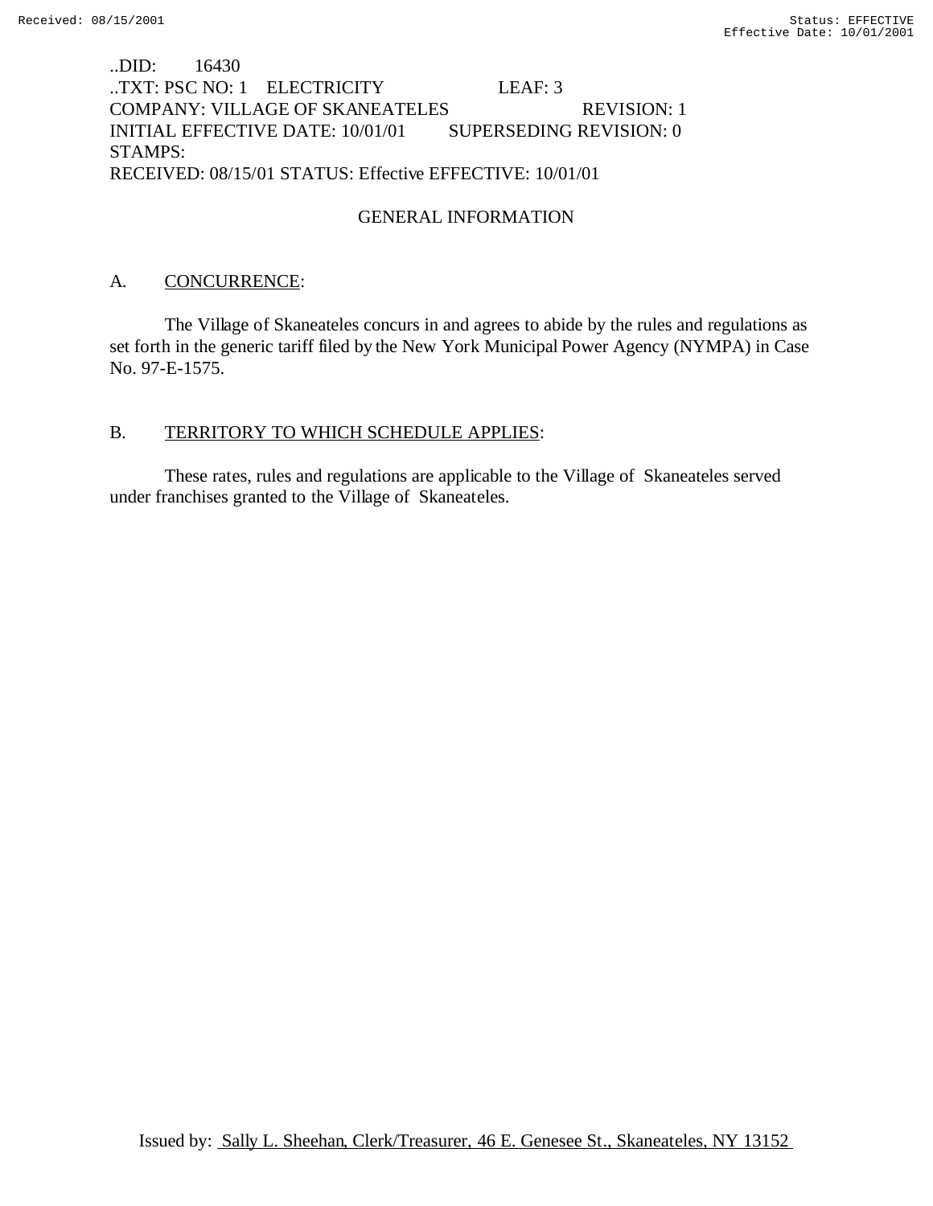..DID: 16430
..TXT: PSC NO: 1 ELECTRICITY LEAF: 3
COMPANY: VILLAGE OF SKANEATELES REVISION: 1
INITIAL EFFECTIVE DATE: 10/01/01 SUPERSEDING REVISION: 0
STAMPS:
RECEIVED: 08/15/01 STATUS: Effective EFFECTIVE: 10/01/01

## GENERAL INFORMATION

A. CONCURRENCE:

The Village of Skaneateles concurs in and agrees to abide by the rules and regulations as set forth in the generic tariff filed by the New York Municipal Power Agency (NYMPA) in Case No. 97-E-1575.

B. TERRITORY TO WHICH SCHEDULE APPLIES:

These rates, rules and regulations are applicable to the Village of Skaneateles served under franchises granted to the Village of Skaneateles.

Issued by: Sally L. Sheehan, Clerk/Treasurer, 46 E. Genesee St., Skaneateles, NY 13152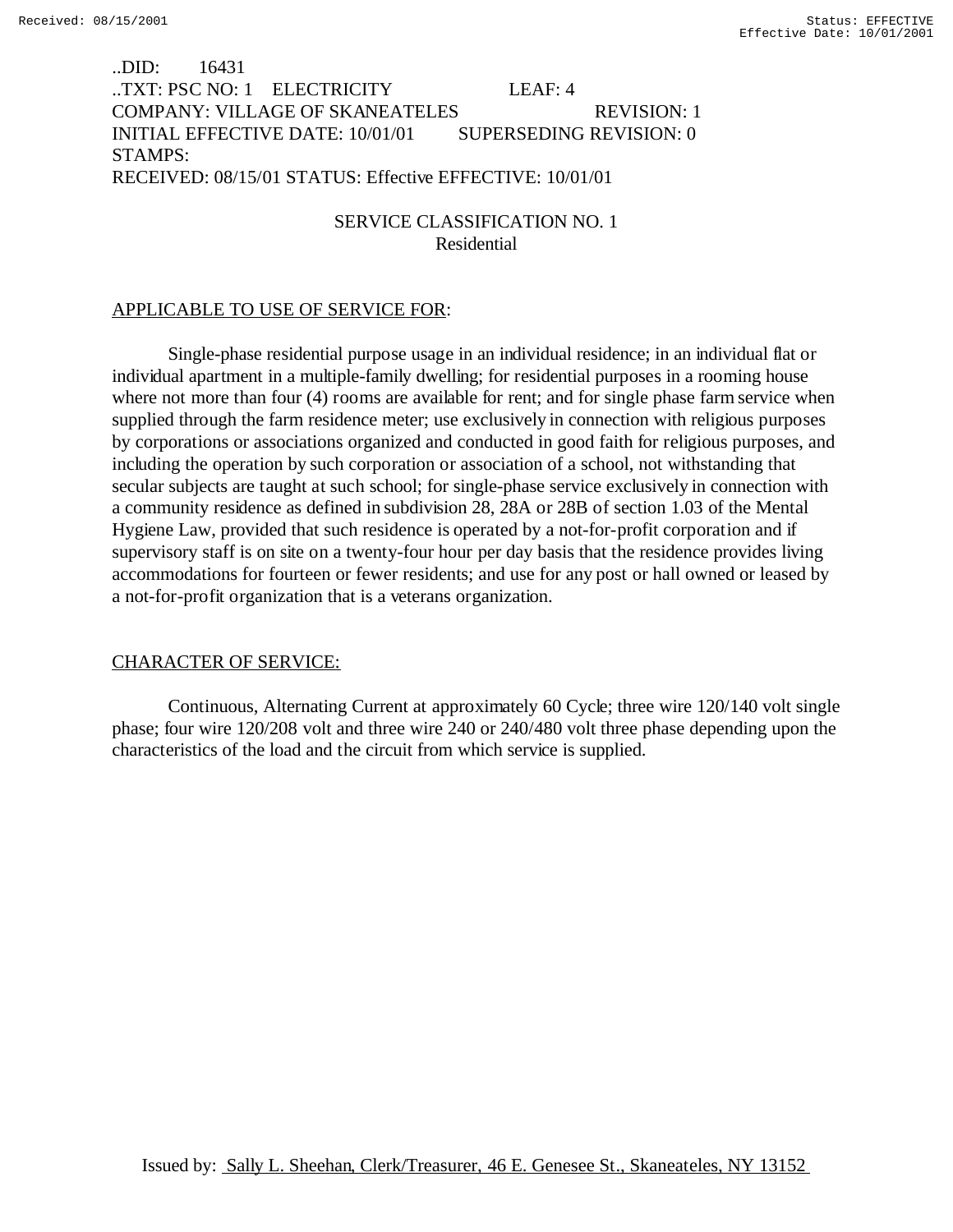..DID: 16431
..TXT: PSC NO: 1 ELECTRICITY LEAF: 4
COMPANY: VILLAGE OF SKANEATELES REVISION: 1
INITIAL EFFECTIVE DATE: 10/01/01 SUPERSEDING REVISION: 0
STAMPS:
RECEIVED: 08/15/01 STATUS: Effective EFFECTIVE: 10/01/01

## SERVICE CLASSIFICATION NO. 1
### Residential

APPLICABLE TO USE OF SERVICE FOR:

Single-phase residential purpose usage in an individual residence; in an individual flat or individual apartment in a multiple-family dwelling; for residential purposes in a rooming house where not more than four (4) rooms are available for rent; and for single phase farm service when supplied through the farm residence meter; use exclusively in connection with religious purposes by corporations or associations organized and conducted in good faith for religious purposes, and including the operation by such corporation or association of a school, not withstanding that secular subjects are taught at such school; for single-phase service exclusively in connection with a community residence as defined in subdivision 28, 28A or 28B of section 1.03 of the Mental Hygiene Law, provided that such residence is operated by a not-for-profit corporation and if supervisory staff is on site on a twenty-four hour per day basis that the residence provides living accommodations for fourteen or fewer residents; and use for any post or hall owned or leased by a not-for-profit organization that is a veterans organization.

CHARACTER OF SERVICE:

Continuous, Alternating Current at approximately 60 Cycle; three wire 120/140 volt single phase; four wire 120/208 volt and three wire 240 or 240/480 volt three phase depending upon the characteristics of the load and the circuit from which service is supplied.

Issued by: Sally L. Sheehan, Clerk/Treasurer, 46 E. Genesee St., Skaneateles, NY 13152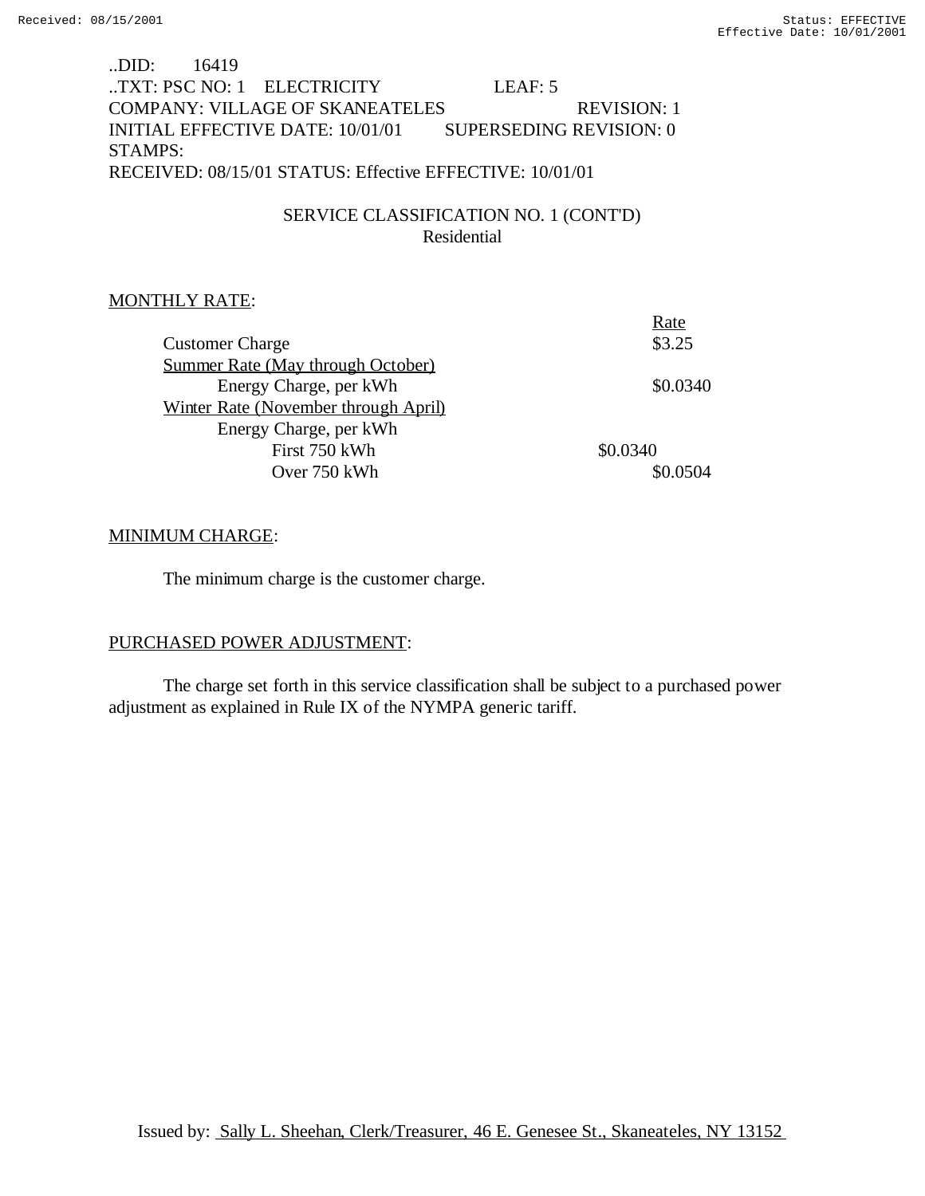..DID: 16419
..TXT: PSC NO: 1 ELECTRICITY LEAF: 5
COMPANY: VILLAGE OF SKANEATELES REVISION: 1
INITIAL EFFECTIVE DATE: 10/01/01 SUPERSEDING REVISION: 0
STAMPS:
RECEIVED: 08/15/01 STATUS: Effective EFFECTIVE: 10/01/01

SERVICE CLASSIFICATION NO. 1 (CONT'D)
Residential

MONTHLY RATE:

| | Rate |
|---|---|
| Customer Charge | $3.25 |
| Summer Rate (May through October) | |
| Energy Charge, per kWh | $0.0340 |
| Winter Rate (November through April) | |
| Energy Charge, per kWh | |
| First 750 kWh | $0.0340 |
| Over 750 kWh | $0.0504 |

MINIMUM CHARGE:

The minimum charge is the customer charge.

PURCHASED POWER ADJUSTMENT:

The charge set forth in this service classification shall be subject to a purchased power adjustment as explained in Rule IX of the NYMPA generic tariff.

Issued by: Sally L. Sheehan, Clerk/Treasurer, 46 E. Genesee St., Skaneateles, NY 13152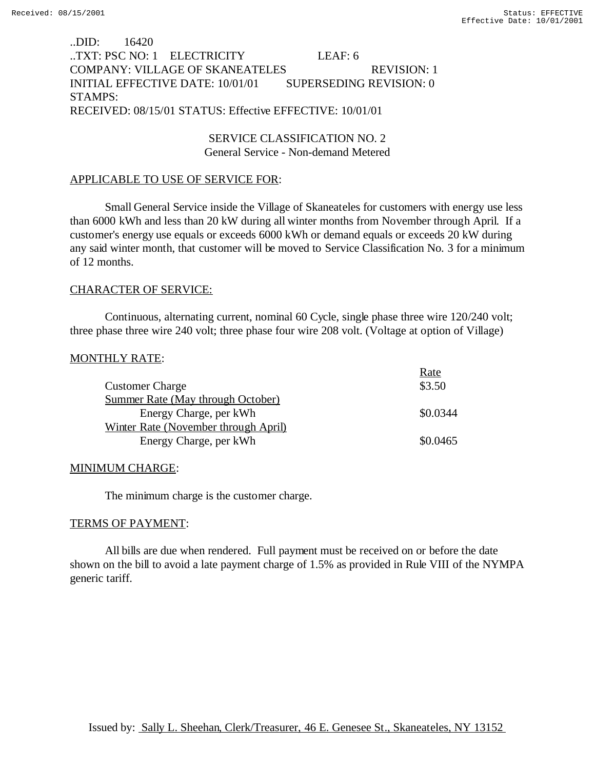..DID: 16420
..TXT: PSC NO: 1 ELECTRICITY LEAF: 6
COMPANY: VILLAGE OF SKANEATELES REVISION: 1
INITIAL EFFECTIVE DATE: 10/01/01 SUPERSEDING REVISION: 0
STAMPS:
RECEIVED: 08/15/01 STATUS: Effective EFFECTIVE: 10/01/01

## SERVICE CLASSIFICATION NO. 2
### General Service - Non-demand Metered

APPLICABLE TO USE OF SERVICE FOR:

Small General Service inside the Village of Skaneateles for customers with energy use less than 6000 kWh and less than 20 kW during all winter months from November through April. If a customer's energy use equals or exceeds 6000 kWh or demand equals or exceeds 20 kW during any said winter month, that customer will be moved to Service Classification No. 3 for a minimum of 12 months.

CHARACTER OF SERVICE:

Continuous, alternating current, nominal 60 Cycle, single phase three wire 120/240 volt; three phase three wire 240 volt; three phase four wire 208 volt. (Voltage at option of Village)

MONTHLY RATE:

| | Rate |
|---|---|
| Customer Charge | $3.50 |
| Summer Rate (May through October) | |
| Energy Charge, per kWh | $0.0344 |
| Winter Rate (November through April) | |
| Energy Charge, per kWh | $0.0465 |

MINIMUM CHARGE:

The minimum charge is the customer charge.

TERMS OF PAYMENT:

All bills are due when rendered. Full payment must be received on or before the date shown on the bill to avoid a late payment charge of 1.5% as provided in Rule VIII of the NYMPA generic tariff.

Issued by: Sally L. Sheehan, Clerk/Treasurer, 46 E. Genesee St., Skaneateles, NY 13152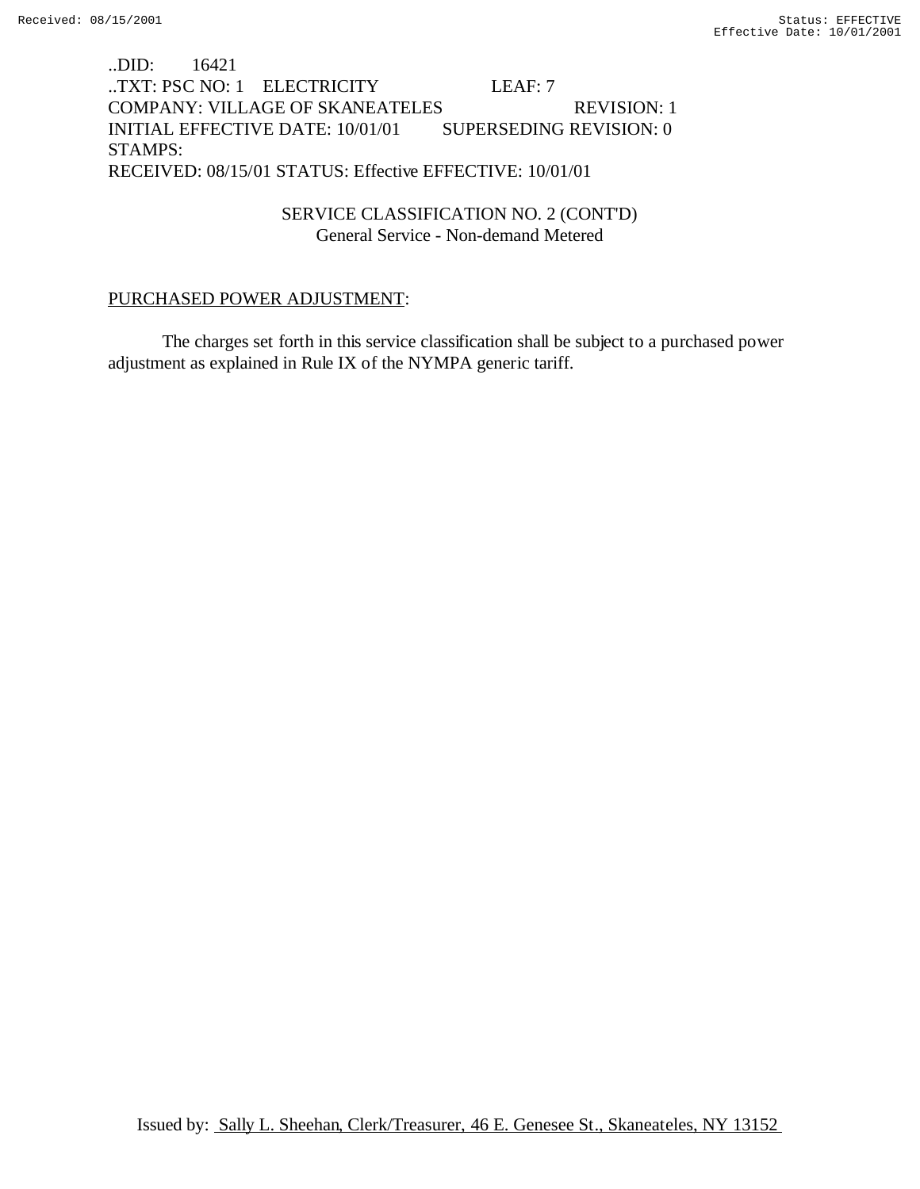..DID: 16421
..TXT: PSC NO: 1 ELECTRICITY LEAF: 7
COMPANY: VILLAGE OF SKANEATELES REVISION: 1
INITIAL EFFECTIVE DATE: 10/01/01 SUPERSEDING REVISION: 0
STAMPS:
RECEIVED: 08/15/01 STATUS: Effective EFFECTIVE: 10/01/01

SERVICE CLASSIFICATION NO. 2 (CONT'D)
General Service - Non-demand Metered

PURCHASED POWER ADJUSTMENT:

The charges set forth in this service classification shall be subject to a purchased power adjustment as explained in Rule IX of the NYMPA generic tariff.

Issued by: Sally L. Sheehan, Clerk/Treasurer, 46 E. Genesee St., Skaneateles, NY 13152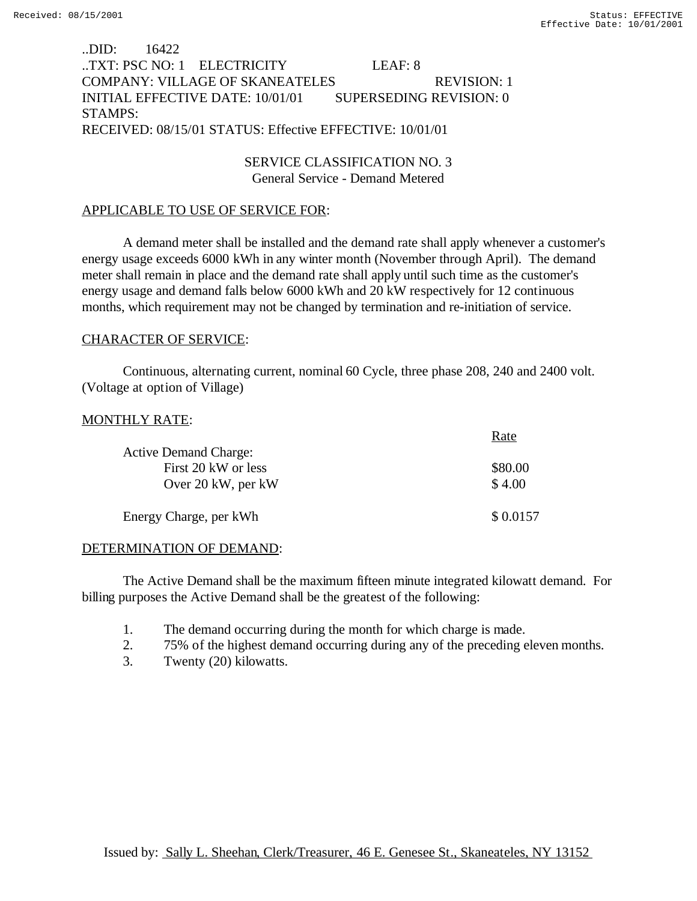..DID: 16422
..TXT: PSC NO: 1 ELECTRICITY LEAF: 8
COMPANY: VILLAGE OF SKANEATELES REVISION: 1
INITIAL EFFECTIVE DATE: 10/01/01 SUPERSEDING REVISION: 0
STAMPS:
RECEIVED: 08/15/01 STATUS: Effective EFFECTIVE: 10/01/01

## SERVICE CLASSIFICATION NO. 3
### General Service - Demand Metered

APPLICABLE TO USE OF SERVICE FOR:

A demand meter shall be installed and the demand rate shall apply whenever a customer's energy usage exceeds 6000 kWh in any winter month (November through April). The demand meter shall remain in place and the demand rate shall apply until such time as the customer's energy usage and demand falls below 6000 kWh and 20 kW respectively for 12 continuous months, which requirement may not be changed by termination and re-initiation of service.

CHARACTER OF SERVICE:

Continuous, alternating current, nominal 60 Cycle, three phase 208, 240 and 2400 volt. (Voltage at option of Village)

MONTHLY RATE:

| | Rate |
|---|---|
| Active Demand Charge: | |
| First 20 kW or less | $80.00 |
| Over 20 kW, per kW | $ 4.00 |
| Energy Charge, per kWh | $ 0.0157 |

DETERMINATION OF DEMAND:

The Active Demand shall be the maximum fifteen minute integrated kilowatt demand. For billing purposes the Active Demand shall be the greatest of the following:

1. The demand occurring during the month for which charge is made.
2. 75% of the highest demand occurring during any of the preceding eleven months.
3. Twenty (20) kilowatts.

Issued by: Sally L. Sheehan, Clerk/Treasurer, 46 E. Genesee St., Skaneateles, NY 13152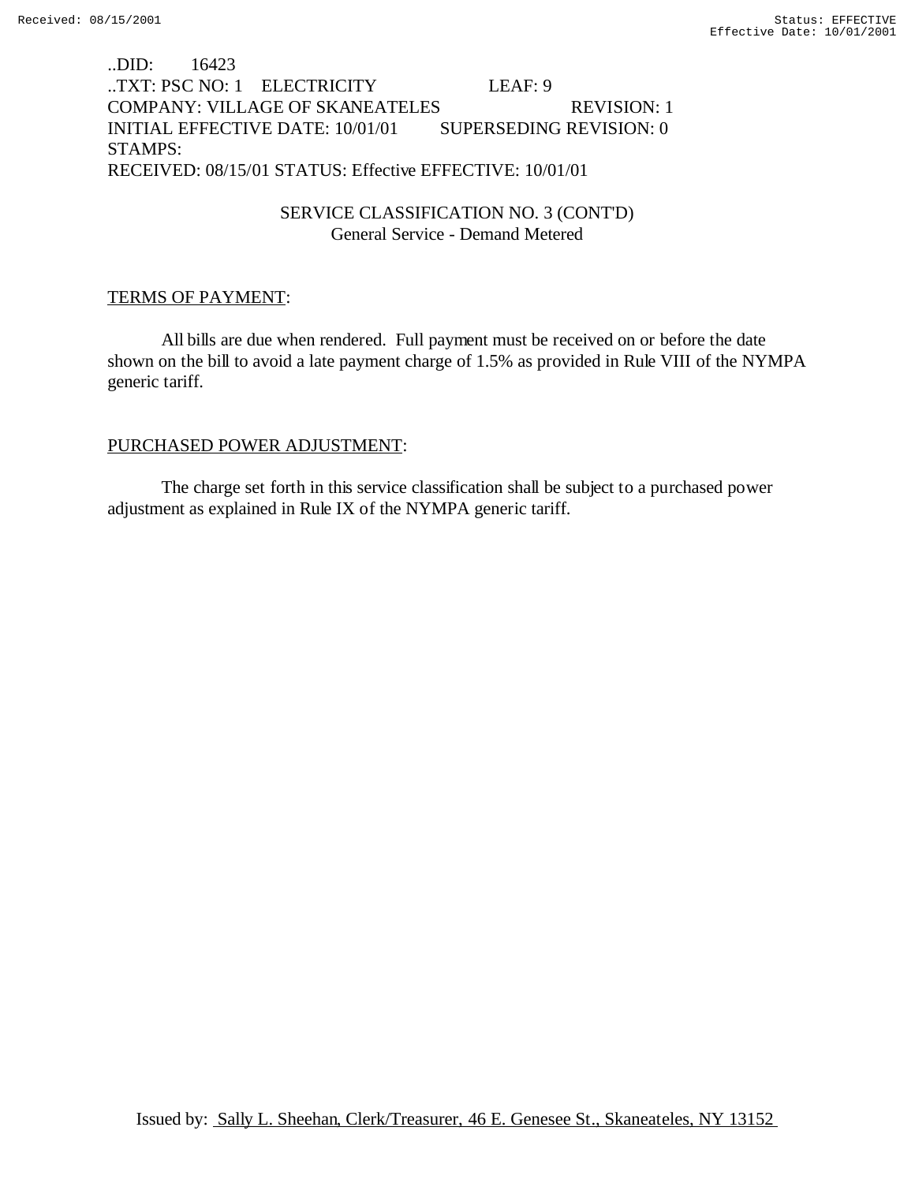..DID: 16423
..TXT: PSC NO: 1 ELECTRICITY LEAF: 9
COMPANY: VILLAGE OF SKANEATELES REVISION: 1
INITIAL EFFECTIVE DATE: 10/01/01 SUPERSEDING REVISION: 0
STAMPS:
RECEIVED: 08/15/01 STATUS: Effective EFFECTIVE: 10/01/01

SERVICE CLASSIFICATION NO. 3 (CONT'D)
General Service - Demand Metered

TERMS OF PAYMENT:

All bills are due when rendered. Full payment must be received on or before the date shown on the bill to avoid a late payment charge of 1.5% as provided in Rule VIII of the NYMPA generic tariff.

PURCHASED POWER ADJUSTMENT:

The charge set forth in this service classification shall be subject to a purchased power adjustment as explained in Rule IX of the NYMPA generic tariff.

Issued by: Sally L. Sheehan, Clerk/Treasurer, 46 E. Genesee St., Skaneateles, NY 13152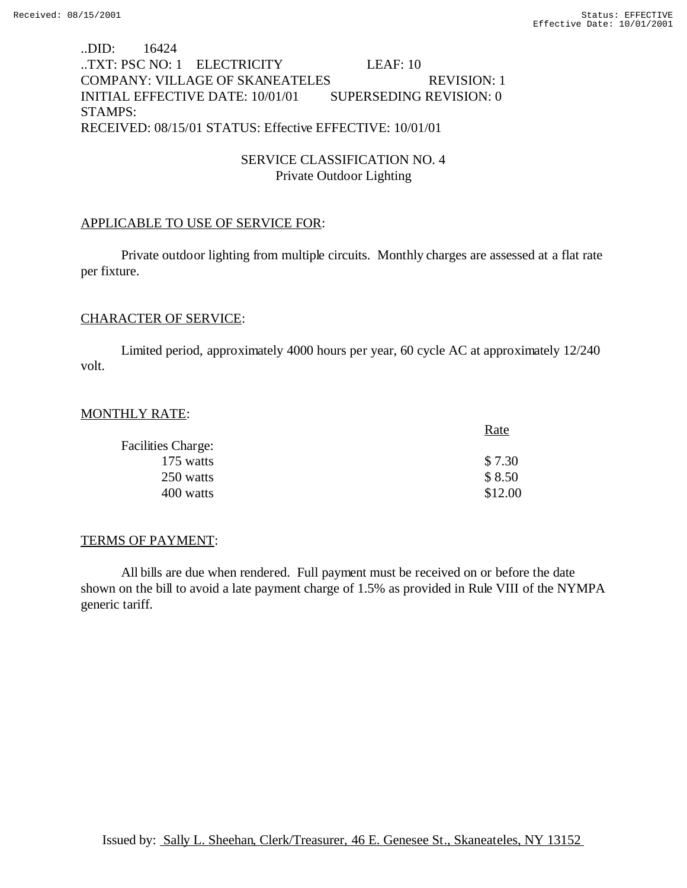..DID: 16424
..TXT: PSC NO: 1 ELECTRICITY LEAF: 10
COMPANY: VILLAGE OF SKANEATELES REVISION: 1
INITIAL EFFECTIVE DATE: 10/01/01 SUPERSEDING REVISION: 0
STAMPS:
RECEIVED: 08/15/01 STATUS: Effective EFFECTIVE: 10/01/01

## SERVICE CLASSIFICATION NO. 4
### Private Outdoor Lighting

APPLICABLE TO USE OF SERVICE FOR:

Private outdoor lighting from multiple circuits. Monthly charges are assessed at a flat rate per fixture.

CHARACTER OF SERVICE:

Limited period, approximately 4000 hours per year, 60 cycle AC at approximately 12/240 volt.

MONTHLY RATE:

| | Rate |
|---|---|
| Facilities Charge: | |
| 175 watts | $ 7.30 |
| 250 watts | $ 8.50 |
| 400 watts | $12.00 |

TERMS OF PAYMENT:

All bills are due when rendered. Full payment must be received on or before the date shown on the bill to avoid a late payment charge of 1.5% as provided in Rule VIII of the NYMPA generic tariff.

Issued by: Sally L. Sheehan, Clerk/Treasurer, 46 E. Genesee St., Skaneateles, NY 13152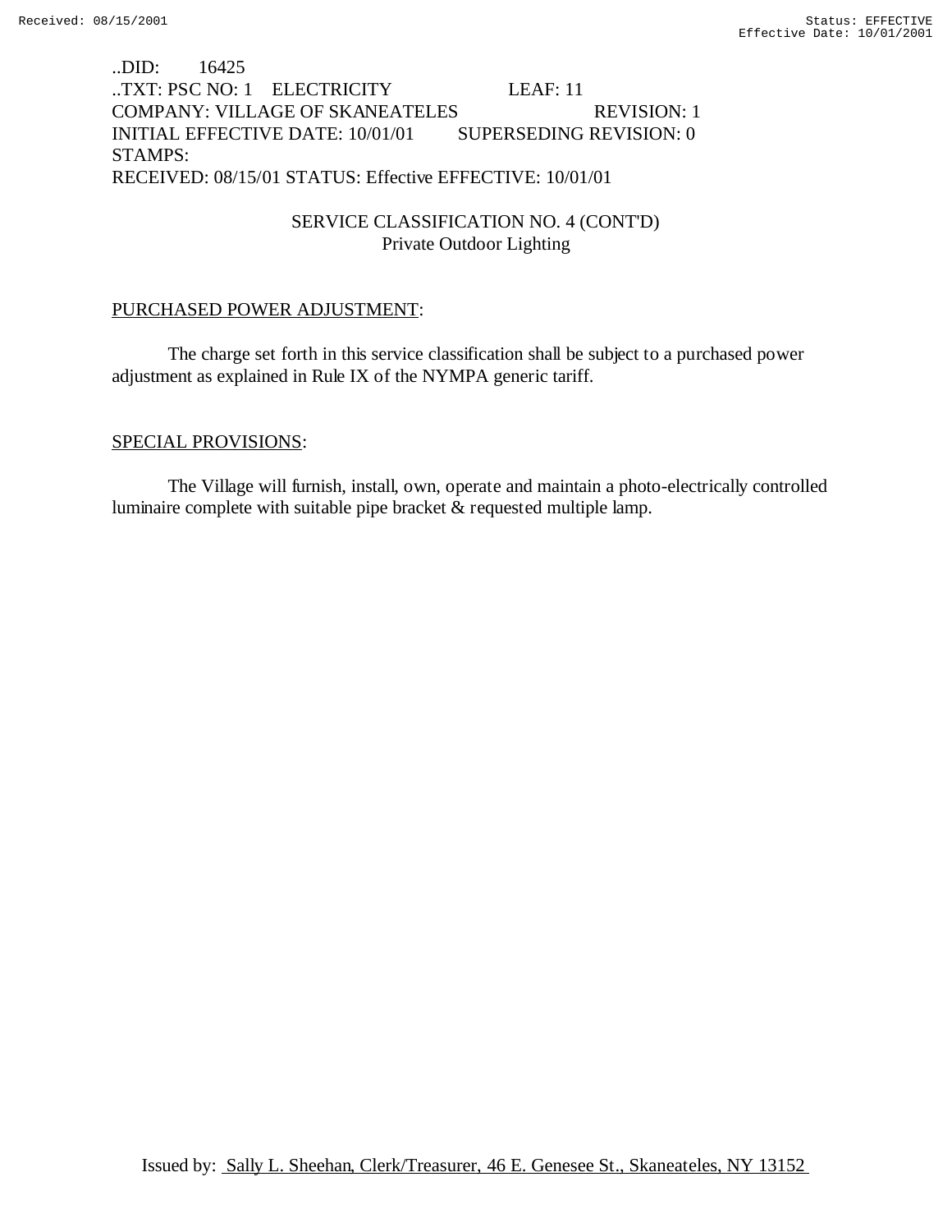..DID: 16425
..TXT: PSC NO: 1 ELECTRICITY LEAF: 11
COMPANY: VILLAGE OF SKANEATELES REVISION: 1
INITIAL EFFECTIVE DATE: 10/01/01 SUPERSEDING REVISION: 0
STAMPS:
RECEIVED: 08/15/01 STATUS: Effective EFFECTIVE: 10/01/01

SERVICE CLASSIFICATION NO. 4 (CONT'D)
Private Outdoor Lighting

PURCHASED POWER ADJUSTMENT:

The charge set forth in this service classification shall be subject to a purchased power adjustment as explained in Rule IX of the NYMPA generic tariff.

SPECIAL PROVISIONS:

The Village will furnish, install, own, operate and maintain a photo-electrically controlled luminaire complete with suitable pipe bracket & requested multiple lamp.

Issued by: Sally L. Sheehan, Clerk/Treasurer, 46 E. Genesee St., Skaneateles, NY 13152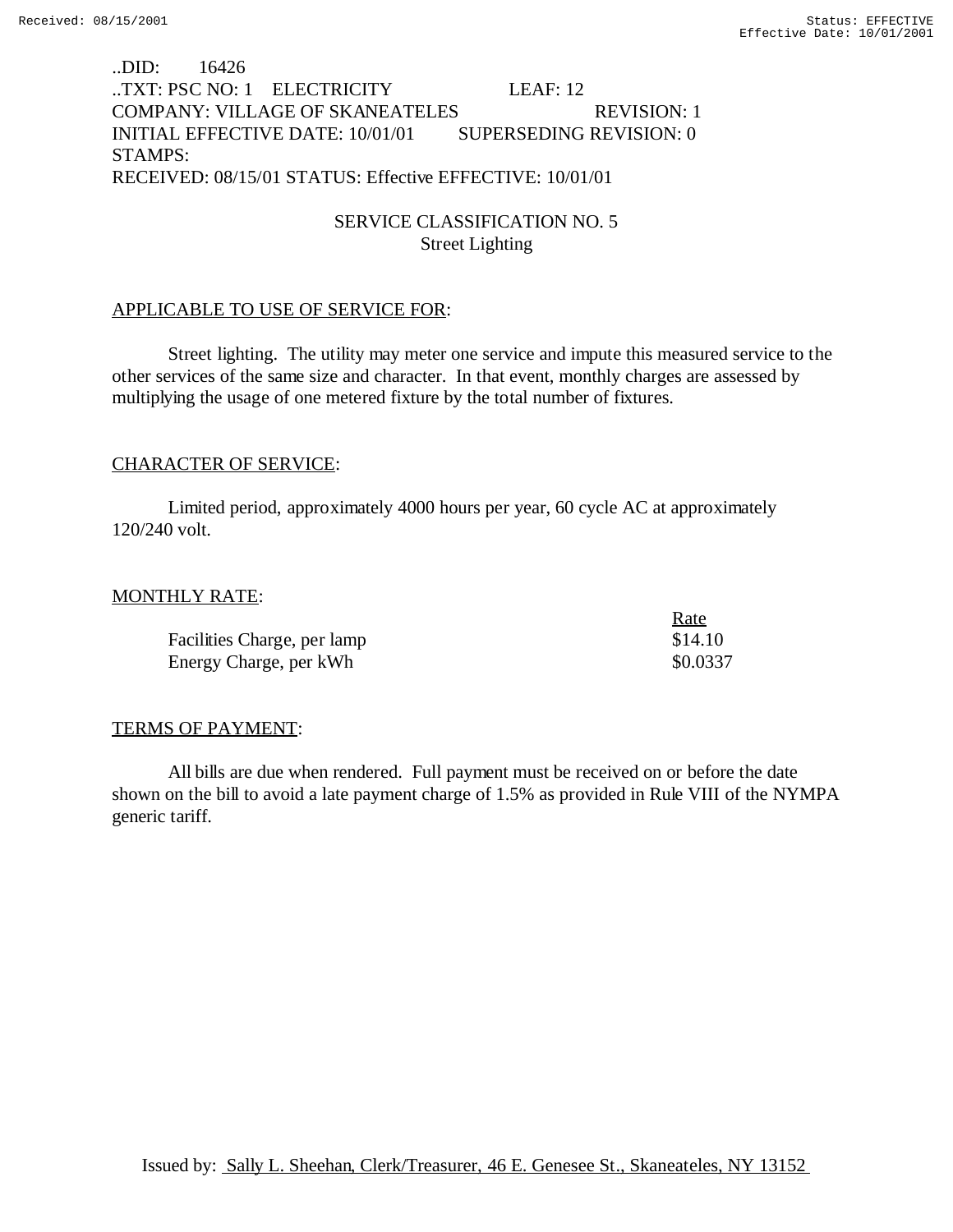..DID: 16426
..TXT: PSC NO: 1 ELECTRICITY LEAF: 12
COMPANY: VILLAGE OF SKANEATELES REVISION: 1
INITIAL EFFECTIVE DATE: 10/01/01 SUPERSEDING REVISION: 0
STAMPS:
RECEIVED: 08/15/01 STATUS: Effective EFFECTIVE: 10/01/01

## SERVICE CLASSIFICATION NO. 5
### Street Lighting

APPLICABLE TO USE OF SERVICE FOR:

Street lighting. The utility may meter one service and impute this measured service to the other services of the same size and character. In that event, monthly charges are assessed by multiplying the usage of one metered fixture by the total number of fixtures.

CHARACTER OF SERVICE:

Limited period, approximately 4000 hours per year, 60 cycle AC at approximately 120/240 volt.

MONTHLY RATE:

| | Rate |
|---|---|
| Facilities Charge, per lamp | \$14.10 |
| Energy Charge, per kWh | \$0.0337 |

TERMS OF PAYMENT:

All bills are due when rendered. Full payment must be received on or before the date shown on the bill to avoid a late payment charge of 1.5% as provided in Rule VIII of the NYMPA generic tariff.

Issued by: Sally L. Sheehan, Clerk/Treasurer, 46 E. Genesee St., Skaneateles, NY 13152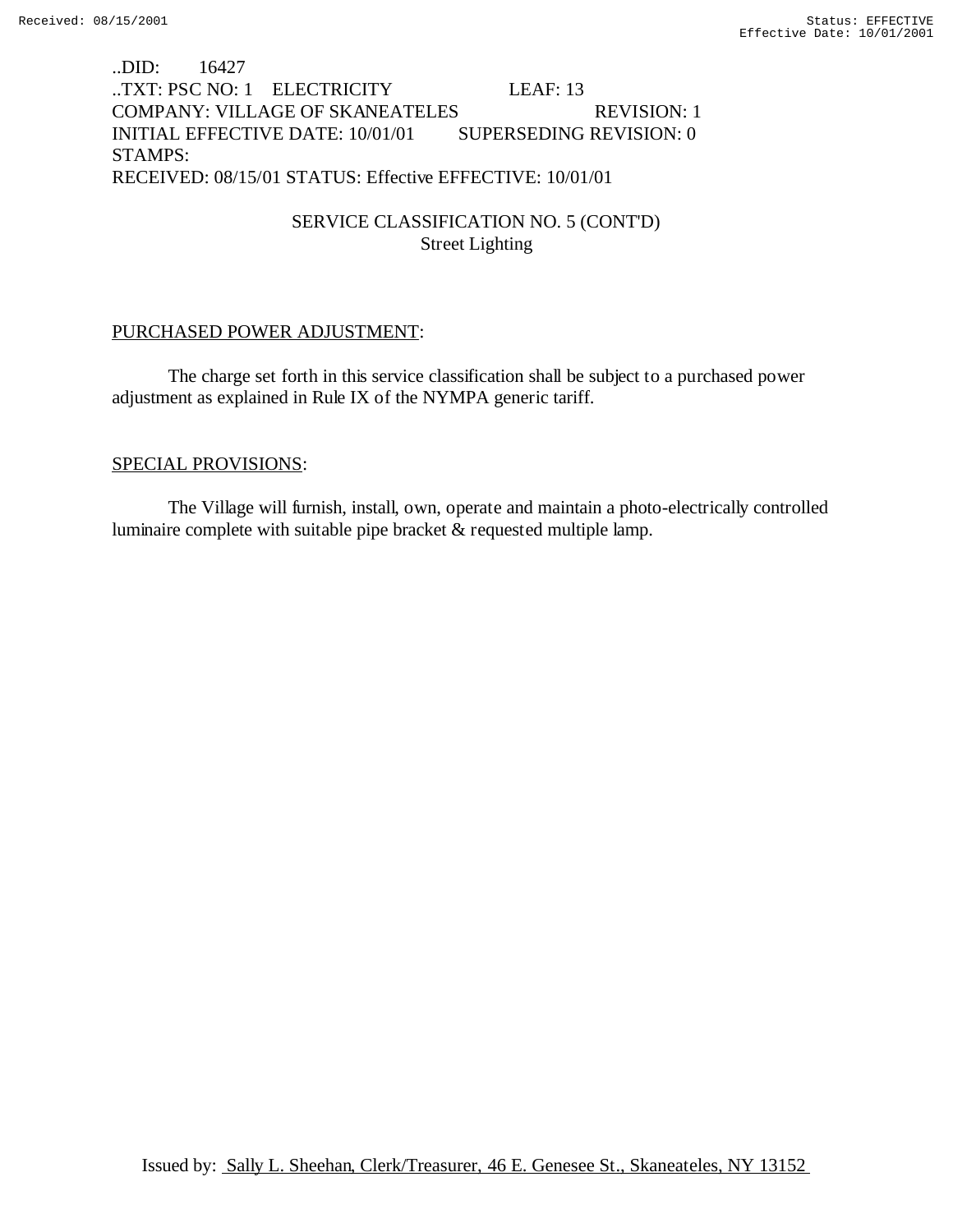..DID: 16427
..TXT: PSC NO: 1 ELECTRICITY LEAF: 13
COMPANY: VILLAGE OF SKANEATELES REVISION: 1
INITIAL EFFECTIVE DATE: 10/01/01 SUPERSEDING REVISION: 0
STAMPS:
RECEIVED: 08/15/01 STATUS: Effective EFFECTIVE: 10/01/01

## SERVICE CLASSIFICATION NO. 5 (CONT'D)
### Street Lighting

PURCHASED POWER ADJUSTMENT:

The charge set forth in this service classification shall be subject to a purchased power adjustment as explained in Rule IX of the NYMPA generic tariff.

SPECIAL PROVISIONS:

The Village will furnish, install, own, operate and maintain a photo-electrically controlled luminaire complete with suitable pipe bracket & requested multiple lamp.

Issued by: Sally L. Sheehan, Clerk/Treasurer, 46 E. Genesee St., Skaneateles, NY 13152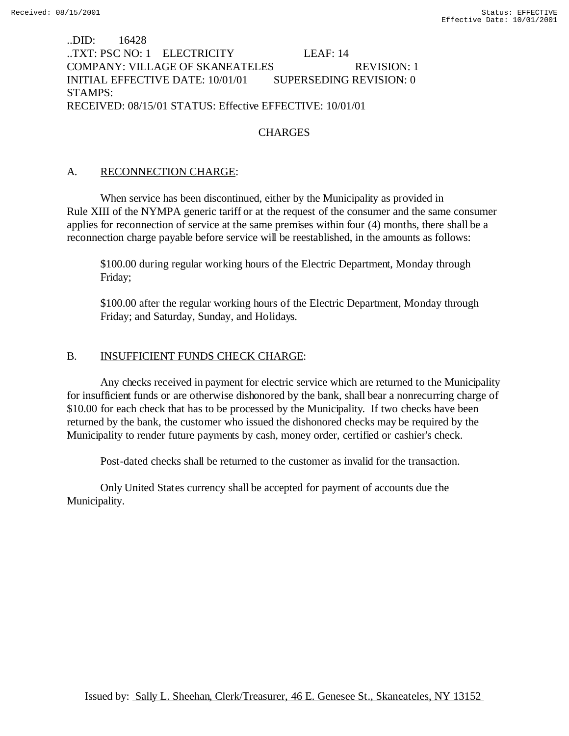..DID: 16428
..TXT: PSC NO: 1 ELECTRICITY LEAF: 14
COMPANY: VILLAGE OF SKANEATELES REVISION: 1
INITIAL EFFECTIVE DATE: 10/01/01 SUPERSEDING REVISION: 0
STAMPS:
RECEIVED: 08/15/01 STATUS: Effective EFFECTIVE: 10/01/01

## CHARGES

A. <u>RECONNECTION CHARGE</u>:

When service has been discontinued, either by the Municipality as provided in Rule XIII of the NYMPA generic tariff or at the request of the consumer and the same consumer applies for reconnection of service at the same premises within four (4) months, there shall be a reconnection charge payable before service will be reestablished, in the amounts as follows:

$100.00 during regular working hours of the Electric Department, Monday through Friday;

$100.00 after the regular working hours of the Electric Department, Monday through Friday; and Saturday, Sunday, and Holidays.

B. <u>INSUFFICIENT FUNDS CHECK CHARGE</u>:

Any checks received in payment for electric service which are returned to the Municipality for insufficient funds or are otherwise dishonored by the bank, shall bear a nonrecurring charge of $10.00 for each check that has to be processed by the Municipality. If two checks have been returned by the bank, the customer who issued the dishonored checks may be required by the Municipality to render future payments by cash, money order, certified or cashier's check.

Post-dated checks shall be returned to the customer as invalid for the transaction.

Only United States currency shall be accepted for payment of accounts due the Municipality.

Issued by: Sally L. Sheehan, Clerk/Treasurer, 46 E. Genesee St., Skaneateles, NY 13152